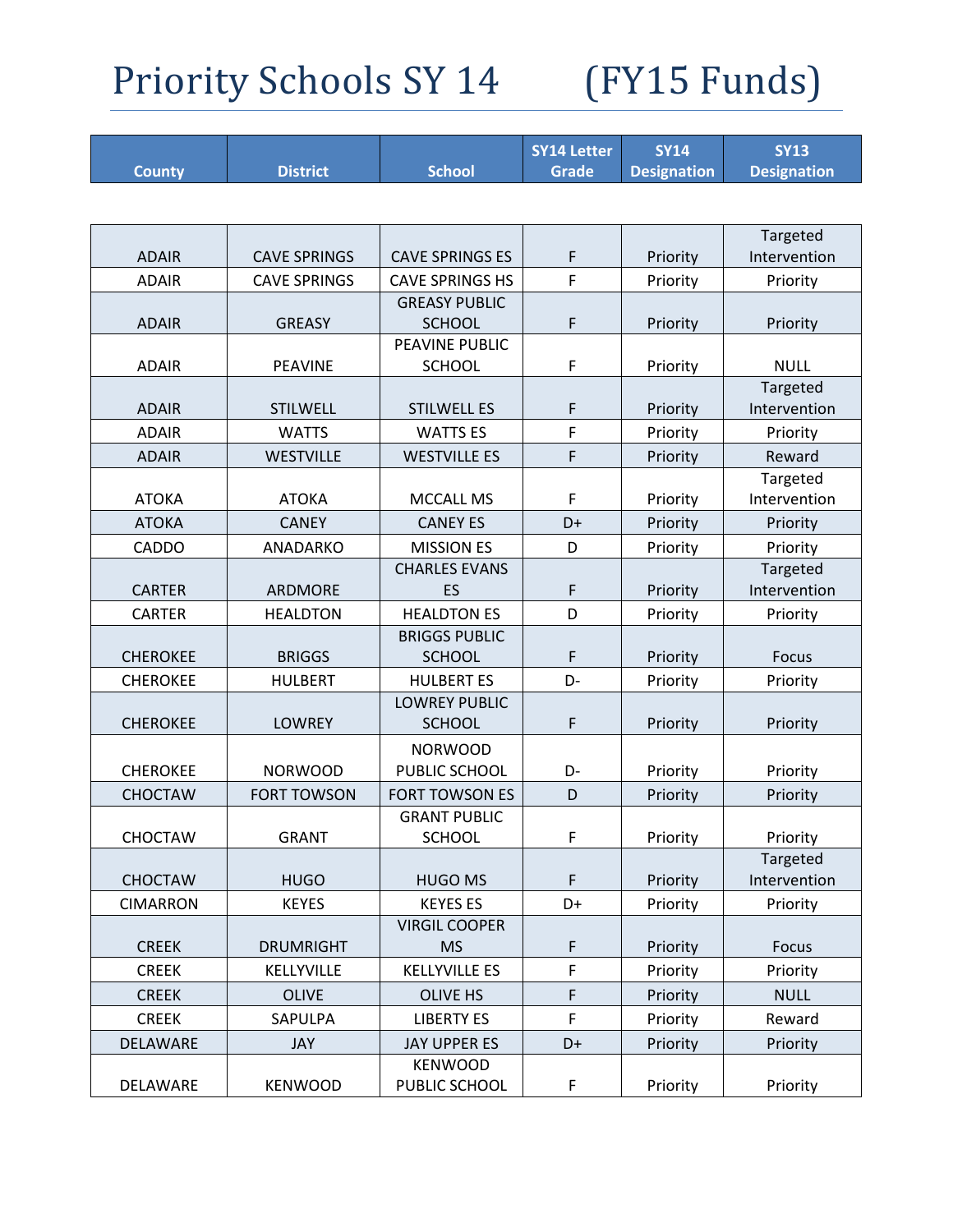# Priority Schools SY 14 (FY15 Funds)

| County | District | School | SY14 Letter Grade | SY14 Designation | SY13 Designation |
|---|---|---|---|---|---|
| ADAIR | CAVE SPRINGS | CAVE SPRINGS ES | F | Priority | Targeted Intervention |
| ADAIR | CAVE SPRINGS | CAVE SPRINGS HS | F | Priority | Priority |
| ADAIR | GREASY | GREASY PUBLIC SCHOOL | F | Priority | Priority |
| ADAIR | PEAVINE | PEAVINE PUBLIC SCHOOL | F | Priority | NULL |
| ADAIR | STILWELL | STILWELL ES | F | Priority | Targeted Intervention |
| ADAIR | WATTS | WATTS ES | F | Priority | Priority |
| ADAIR | WESTVILLE | WESTVILLE ES | F | Priority | Reward |
| ATOKA | ATOKA | MCCALL MS | F | Priority | Targeted Intervention |
| ATOKA | CANEY | CANEY ES | D+ | Priority | Priority |
| CADDO | ANADARKO | MISSION ES | D | Priority | Priority |
| CARTER | ARDMORE | CHARLES EVANS ES | F | Priority | Targeted Intervention |
| CARTER | HEALDTON | HEALDTON ES | D | Priority | Priority |
| CHEROKEE | BRIGGS | BRIGGS PUBLIC SCHOOL | F | Priority | Focus |
| CHEROKEE | HULBERT | HULBERT ES | D- | Priority | Priority |
| CHEROKEE | LOWREY | LOWREY PUBLIC SCHOOL | F | Priority | Priority |
| CHEROKEE | NORWOOD | NORWOOD PUBLIC SCHOOL | D- | Priority | Priority |
| CHOCTAW | FORT TOWSON | FORT TOWSON ES | D | Priority | Priority |
| CHOCTAW | GRANT | GRANT PUBLIC SCHOOL | F | Priority | Priority |
| CHOCTAW | HUGO | HUGO MS | F | Priority | Targeted Intervention |
| CIMARRON | KEYES | KEYES ES | D+ | Priority | Priority |
| CREEK | DRUMRIGHT | VIRGIL COOPER MS | F | Priority | Focus |
| CREEK | KELLYVILLE | KELLYVILLE ES | F | Priority | Priority |
| CREEK | OLIVE | OLIVE HS | F | Priority | NULL |
| CREEK | SAPULPA | LIBERTY ES | F | Priority | Reward |
| DELAWARE | JAY | JAY UPPER ES | D+ | Priority | Priority |
| DELAWARE | KENWOOD | KENWOOD PUBLIC SCHOOL | F | Priority | Priority |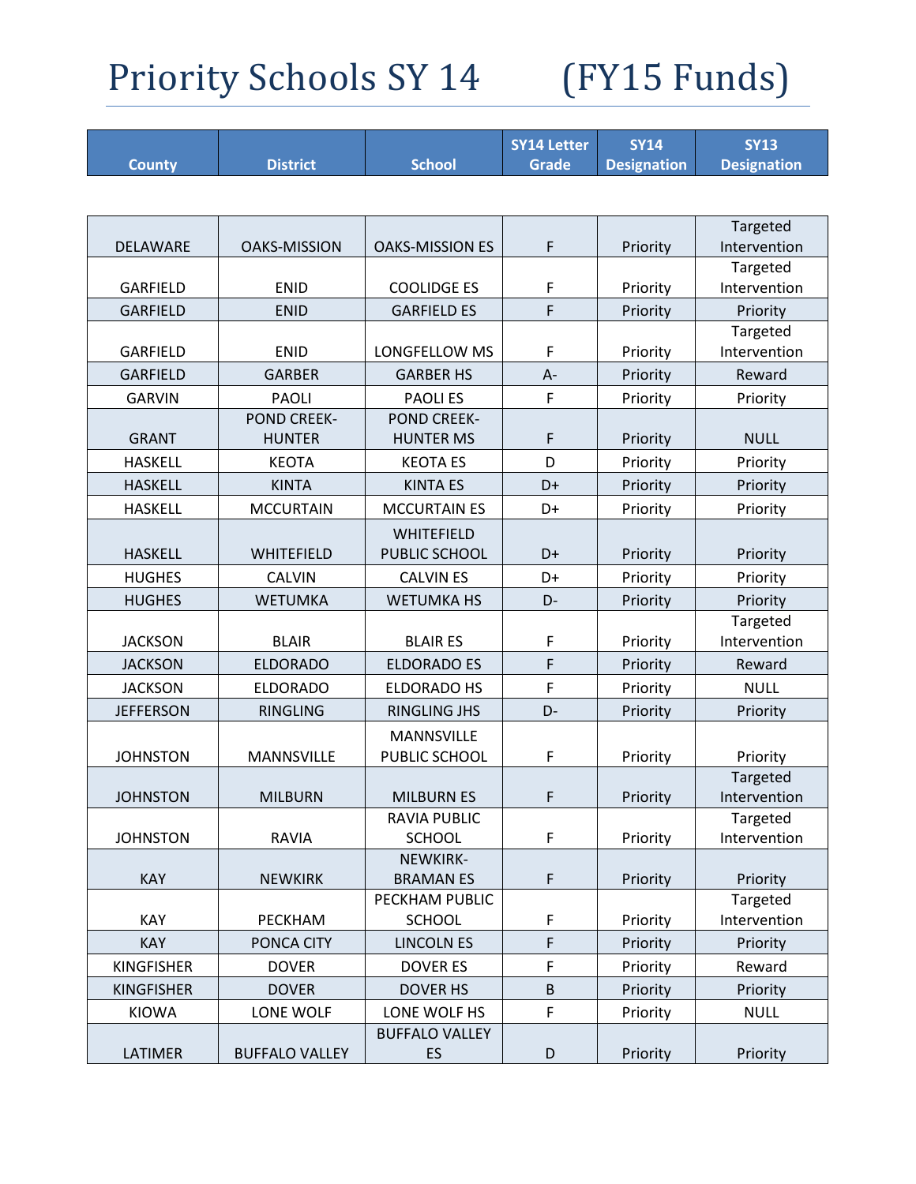# Priority Schools SY 14 (FY15 Funds)

| County | District | School | SY14 Letter Grade | SY14 Designation | SY13 Designation |
|---|---|---|---|---|---|
| DELAWARE | OAKS-MISSION | OAKS-MISSION ES | F | Priority | Targeted Intervention |
| GARFIELD | ENID | COOLIDGE ES | F | Priority | Targeted Intervention |
| GARFIELD | ENID | GARFIELD ES | F | Priority | Priority |
| GARFIELD | ENID | LONGFELLOW MS | F | Priority | Targeted Intervention |
| GARFIELD | GARBER | GARBER HS | A- | Priority | Reward |
| GARVIN | PAOLI | PAOLI ES | F | Priority | Priority |
| GRANT | POND CREEK-HUNTER | POND CREEK-HUNTER MS | F | Priority | NULL |
| HASKELL | KEOTA | KEOTA ES | D | Priority | Priority |
| HASKELL | KINTA | KINTA ES | D+ | Priority | Priority |
| HASKELL | MCCURTAIN | MCCURTAIN ES | D+ | Priority | Priority |
| HASKELL | WHITEFIELD | WHITEFIELD PUBLIC SCHOOL | D+ | Priority | Priority |
| HUGHES | CALVIN | CALVIN ES | D+ | Priority | Priority |
| HUGHES | WETUMKA | WETUMKA HS | D- | Priority | Priority |
| JACKSON | BLAIR | BLAIR ES | F | Priority | Targeted Intervention |
| JACKSON | ELDORADO | ELDORADO ES | F | Priority | Reward |
| JACKSON | ELDORADO | ELDORADO HS | F | Priority | NULL |
| JEFFERSON | RINGLING | RINGLING JHS | D- | Priority | Priority |
| JOHNSTON | MANNSVILLE | MANNSVILLE PUBLIC SCHOOL | F | Priority | Priority |
| JOHNSTON | MILBURN | MILBURN ES | F | Priority | Targeted Intervention |
| JOHNSTON | RAVIA | RAVIA PUBLIC SCHOOL | F | Priority | Targeted Intervention |
| KAY | NEWKIRK | NEWKIRK-BRAMAN ES | F | Priority | Priority |
| KAY | PECKHAM | PECKHAM PUBLIC SCHOOL | F | Priority | Targeted Intervention |
| KAY | PONCA CITY | LINCOLN ES | F | Priority | Priority |
| KINGFISHER | DOVER | DOVER ES | F | Priority | Reward |
| KINGFISHER | DOVER | DOVER HS | B | Priority | Priority |
| KIOWA | LONE WOLF | LONE WOLF HS | F | Priority | NULL |
| LATIMER | BUFFALO VALLEY | BUFFALO VALLEY ES | D | Priority | Priority |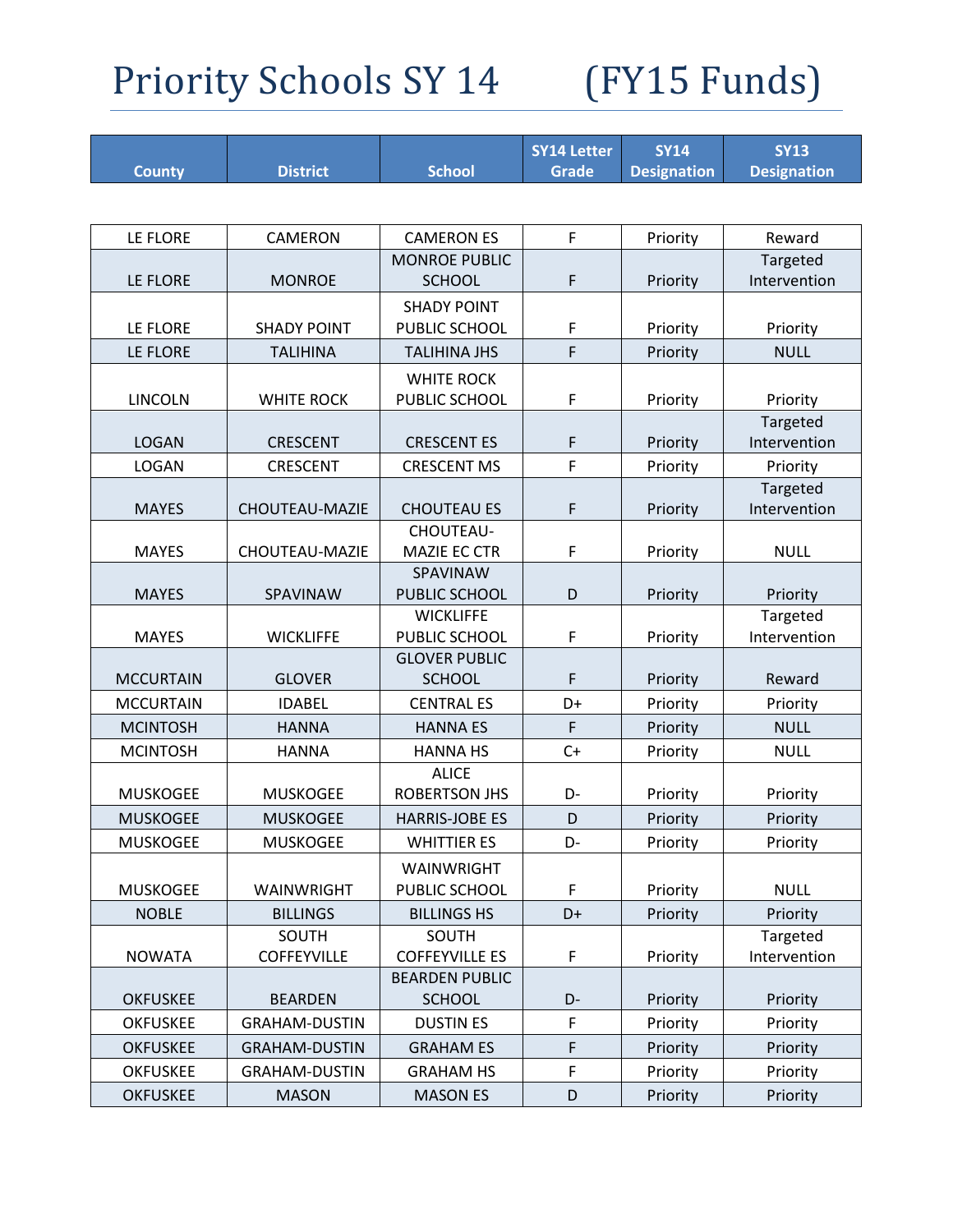# Priority Schools SY 14 (FY15 Funds)

| County | District | School | SY14 Letter Grade | SY14 Designation | SY13 Designation |
|---|---|---|---|---|---|
| LE FLORE | CAMERON | CAMERON ES | F | Priority | Reward |
| LE FLORE | MONROE | MONROE PUBLIC SCHOOL | F | Priority | Targeted Intervention |
| LE FLORE | SHADY POINT | SHADY POINT PUBLIC SCHOOL | F | Priority | Priority |
| LE FLORE | TALIHINA | TALIHINA JHS | F | Priority | NULL |
| LINCOLN | WHITE ROCK | WHITE ROCK PUBLIC SCHOOL | F | Priority | Priority |
| LOGAN | CRESCENT | CRESCENT ES | F | Priority | Targeted Intervention |
| LOGAN | CRESCENT | CRESCENT MS | F | Priority | Priority |
| MAYES | CHOUTEAU-MAZIE | CHOUTEAU ES | F | Priority | Targeted Intervention |
| MAYES | CHOUTEAU-MAZIE | CHOUTEAU-MAZIE EC CTR | F | Priority | NULL |
| MAYES | SPAVINAW | SPAVINAW PUBLIC SCHOOL | D | Priority | Priority |
| MAYES | WICKLIFFE | WICKLIFFE PUBLIC SCHOOL | F | Priority | Targeted Intervention |
| MCCURTAIN | GLOVER | GLOVER PUBLIC SCHOOL | F | Priority | Reward |
| MCCURTAIN | IDABEL | CENTRAL ES | D+ | Priority | Priority |
| MCINTOSH | HANNA | HANNA ES | F | Priority | NULL |
| MCINTOSH | HANNA | HANNA HS | C+ | Priority | NULL |
| MUSKOGEE | MUSKOGEE | ALICE ROBERTSON JHS | D- | Priority | Priority |
| MUSKOGEE | MUSKOGEE | HARRIS-JOBE ES | D | Priority | Priority |
| MUSKOGEE | MUSKOGEE | WHITTIER ES | D- | Priority | Priority |
| MUSKOGEE | WAINWRIGHT | WAINWRIGHT PUBLIC SCHOOL | F | Priority | NULL |
| NOBLE | BILLINGS | BILLINGS HS | D+ | Priority | Priority |
| NOWATA | SOUTH COFFEYVILLE | SOUTH COFFEYVILLE ES | F | Priority | Targeted Intervention |
| OKFUSKEE | BEARDEN | BEARDEN PUBLIC SCHOOL | D- | Priority | Priority |
| OKFUSKEE | GRAHAM-DUSTIN | DUSTIN ES | F | Priority | Priority |
| OKFUSKEE | GRAHAM-DUSTIN | GRAHAM ES | F | Priority | Priority |
| OKFUSKEE | GRAHAM-DUSTIN | GRAHAM HS | F | Priority | Priority |
| OKFUSKEE | MASON | MASON ES | D | Priority | Priority |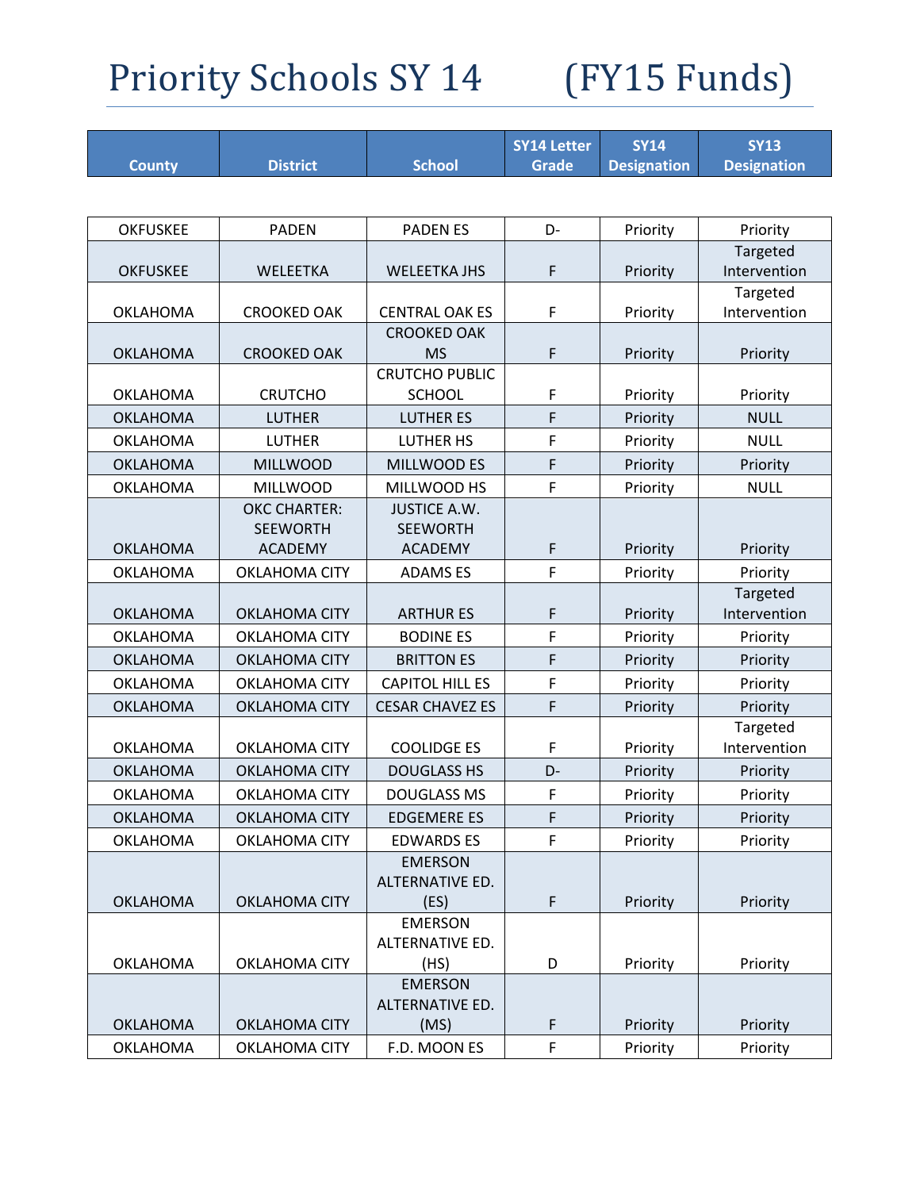# Priority Schools SY 14 (FY15 Funds)

| County | District | School | SY14 Letter Grade | SY14 Designation | SY13 Designation |
|---|---|---|---|---|---|
| OKFUSKEE | PADEN | PADEN ES | D- | Priority | Priority |
| OKFUSKEE | WELEETKA | WELEETKA JHS | F | Priority | Targeted Intervention |
| OKLAHOMA | CROOKED OAK | CENTRAL OAK ES | F | Priority | Targeted Intervention |
| OKLAHOMA | CROOKED OAK | CROOKED OAK MS | F | Priority | Priority |
| OKLAHOMA | CRUTCHO | CRUTCHO PUBLIC SCHOOL | F | Priority | Priority |
| OKLAHOMA | LUTHER | LUTHER ES | F | Priority | NULL |
| OKLAHOMA | LUTHER | LUTHER HS | F | Priority | NULL |
| OKLAHOMA | MILLWOOD | MILLWOOD ES | F | Priority | Priority |
| OKLAHOMA | MILLWOOD | MILLWOOD HS | F | Priority | NULL |
| OKLAHOMA | OKC CHARTER: SEEWORTH ACADEMY | JUSTICE A.W. SEEWORTH ACADEMY | F | Priority | Priority |
| OKLAHOMA | OKLAHOMA CITY | ADAMS ES | F | Priority | Priority |
| OKLAHOMA | OKLAHOMA CITY | ARTHUR ES | F | Priority | Targeted Intervention |
| OKLAHOMA | OKLAHOMA CITY | BODINE ES | F | Priority | Priority |
| OKLAHOMA | OKLAHOMA CITY | BRITTON ES | F | Priority | Priority |
| OKLAHOMA | OKLAHOMA CITY | CAPITOL HILL ES | F | Priority | Priority |
| OKLAHOMA | OKLAHOMA CITY | CESAR CHAVEZ ES | F | Priority | Priority |
| OKLAHOMA | OKLAHOMA CITY | COOLIDGE ES | F | Priority | Targeted Intervention |
| OKLAHOMA | OKLAHOMA CITY | DOUGLASS HS | D- | Priority | Priority |
| OKLAHOMA | OKLAHOMA CITY | DOUGLASS MS | F | Priority | Priority |
| OKLAHOMA | OKLAHOMA CITY | EDGEMERE ES | F | Priority | Priority |
| OKLAHOMA | OKLAHOMA CITY | EDWARDS ES | F | Priority | Priority |
| OKLAHOMA | OKLAHOMA CITY | EMERSON ALTERNATIVE ED. (ES) | F | Priority | Priority |
| OKLAHOMA | OKLAHOMA CITY | EMERSON ALTERNATIVE ED. (HS) | D | Priority | Priority |
| OKLAHOMA | OKLAHOMA CITY | EMERSON ALTERNATIVE ED. (MS) | F | Priority | Priority |
| OKLAHOMA | OKLAHOMA CITY | F.D. MOON ES | F | Priority | Priority |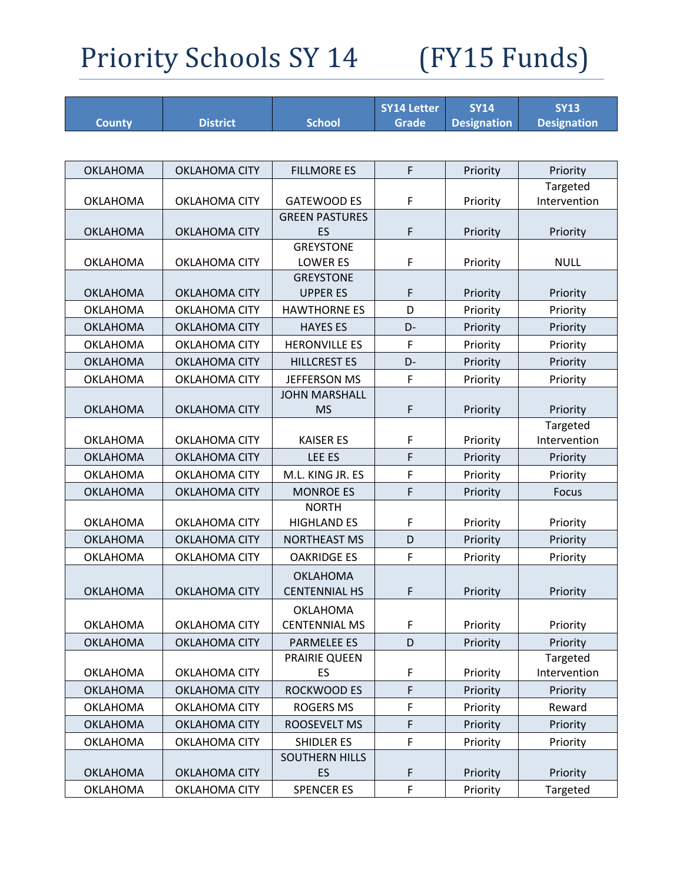# Priority Schools SY 14 (FY15 Funds)

| County | District | School | SY14 Letter Grade | SY14 Designation | SY13 Designation |
|---|---|---|---|---|---|
| OKLAHOMA | OKLAHOMA CITY | FILLMORE ES | F | Priority | Priority |
| OKLAHOMA | OKLAHOMA CITY | GATEWOOD ES | F | Priority | Targeted Intervention |
| OKLAHOMA | OKLAHOMA CITY | GREEN PASTURES ES | F | Priority | Priority |
| OKLAHOMA | OKLAHOMA CITY | GREYSTONE LOWER ES | F | Priority | NULL |
| OKLAHOMA | OKLAHOMA CITY | GREYSTONE UPPER ES | F | Priority | Priority |
| OKLAHOMA | OKLAHOMA CITY | HAWTHORNE ES | D | Priority | Priority |
| OKLAHOMA | OKLAHOMA CITY | HAYES ES | D- | Priority | Priority |
| OKLAHOMA | OKLAHOMA CITY | HERONVILLE ES | F | Priority | Priority |
| OKLAHOMA | OKLAHOMA CITY | HILLCREST ES | D- | Priority | Priority |
| OKLAHOMA | OKLAHOMA CITY | JEFFERSON MS | F | Priority | Priority |
| OKLAHOMA | OKLAHOMA CITY | JOHN MARSHALL MS | F | Priority | Priority |
| OKLAHOMA | OKLAHOMA CITY | KAISER ES | F | Priority | Targeted Intervention |
| OKLAHOMA | OKLAHOMA CITY | LEE ES | F | Priority | Priority |
| OKLAHOMA | OKLAHOMA CITY | M.L. KING JR. ES | F | Priority | Priority |
| OKLAHOMA | OKLAHOMA CITY | MONROE ES | F | Priority | Focus |
| OKLAHOMA | OKLAHOMA CITY | NORTH HIGHLAND ES | F | Priority | Priority |
| OKLAHOMA | OKLAHOMA CITY | NORTHEAST MS | D | Priority | Priority |
| OKLAHOMA | OKLAHOMA CITY | OAKRIDGE ES | F | Priority | Priority |
| OKLAHOMA | OKLAHOMA CITY | OKLAHOMA CENTENNIAL HS | F | Priority | Priority |
| OKLAHOMA | OKLAHOMA CITY | OKLAHOMA CENTENNIAL MS | F | Priority | Priority |
| OKLAHOMA | OKLAHOMA CITY | PARMELEE ES | D | Priority | Priority |
| OKLAHOMA | OKLAHOMA CITY | PRAIRIE QUEEN ES | F | Priority | Targeted Intervention |
| OKLAHOMA | OKLAHOMA CITY | ROCKWOOD ES | F | Priority | Priority |
| OKLAHOMA | OKLAHOMA CITY | ROGERS MS | F | Priority | Reward |
| OKLAHOMA | OKLAHOMA CITY | ROOSEVELT MS | F | Priority | Priority |
| OKLAHOMA | OKLAHOMA CITY | SHIDLER ES | F | Priority | Priority |
| OKLAHOMA | OKLAHOMA CITY | SOUTHERN HILLS ES | F | Priority | Priority |
| OKLAHOMA | OKLAHOMA CITY | SPENCER ES | F | Priority | Targeted |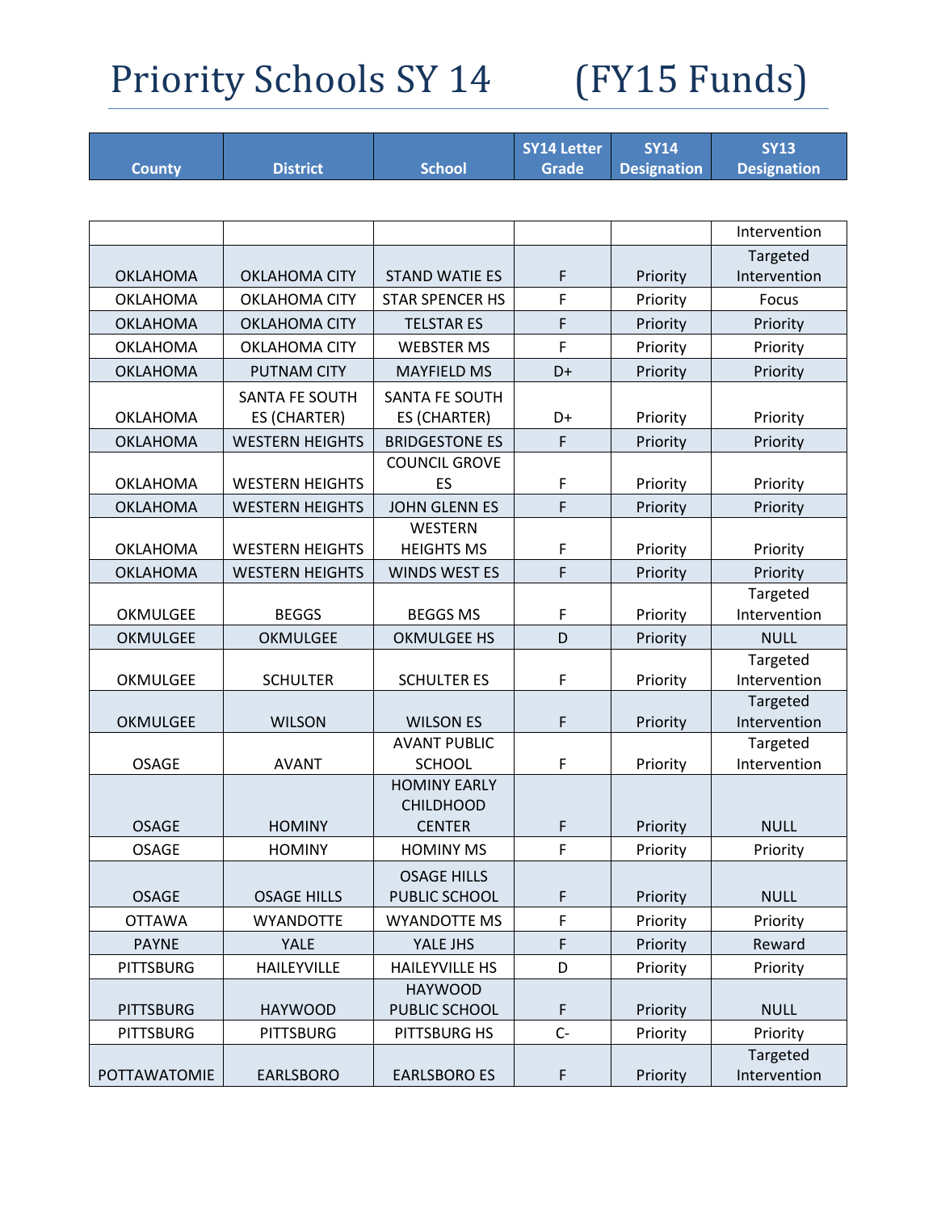# Priority Schools SY 14 (FY15 Funds)

| County | District | School | SY14 Letter Grade | SY14 Designation | SY13 Designation |
|---|---|---|---|---|---|
| | | | | | Intervention |
| OKLAHOMA | OKLAHOMA CITY | STAND WATIE ES | F | Priority | Targeted Intervention |
| OKLAHOMA | OKLAHOMA CITY | STAR SPENCER HS | F | Priority | Focus |
| OKLAHOMA | OKLAHOMA CITY | TELSTAR ES | F | Priority | Priority |
| OKLAHOMA | OKLAHOMA CITY | WEBSTER MS | F | Priority | Priority |
| OKLAHOMA | PUTNAM CITY | MAYFIELD MS | D+ | Priority | Priority |
| OKLAHOMA | SANTA FE SOUTH ES (CHARTER) | SANTA FE SOUTH ES (CHARTER) | D+ | Priority | Priority |
| OKLAHOMA | WESTERN HEIGHTS | BRIDGESTONE ES | F | Priority | Priority |
| OKLAHOMA | WESTERN HEIGHTS | COUNCIL GROVE ES | F | Priority | Priority |
| OKLAHOMA | WESTERN HEIGHTS | JOHN GLENN ES | F | Priority | Priority |
| OKLAHOMA | WESTERN HEIGHTS | WESTERN HEIGHTS MS | F | Priority | Priority |
| OKLAHOMA | WESTERN HEIGHTS | WINDS WEST ES | F | Priority | Priority |
| OKMULGEE | BEGGS | BEGGS MS | F | Priority | Targeted Intervention |
| OKMULGEE | OKMULGEE | OKMULGEE HS | D | Priority | NULL |
| OKMULGEE | SCHULTER | SCHULTER ES | F | Priority | Targeted Intervention |
| OKMULGEE | WILSON | WILSON ES | F | Priority | Targeted Intervention |
| OSAGE | AVANT | AVANT PUBLIC SCHOOL | F | Priority | Targeted Intervention |
| OSAGE | HOMINY | HOMINY EARLY CHILDHOOD CENTER | F | Priority | NULL |
| OSAGE | HOMINY | HOMINY MS | F | Priority | Priority |
| OSAGE | OSAGE HILLS | OSAGE HILLS PUBLIC SCHOOL | F | Priority | NULL |
| OTTAWA | WYANDOTTE | WYANDOTTE MS | F | Priority | Priority |
| PAYNE | YALE | YALE JHS | F | Priority | Reward |
| PITTSBURG | HAILEYVILLE | HAILEYVILLE HS | D | Priority | Priority |
| PITTSBURG | HAYWOOD | HAYWOOD PUBLIC SCHOOL | F | Priority | NULL |
| PITTSBURG | PITTSBURG | PITTSBURG HS | C- | Priority | Priority |
| POTTAWATOMIE | EARLSBORO | EARLSBORO ES | F | Priority | Targeted Intervention |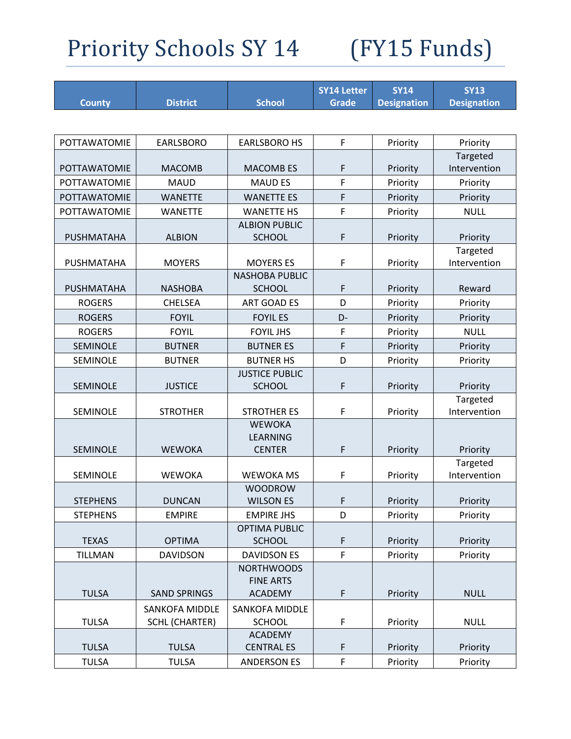# Priority Schools SY 14 (FY15 Funds)

| County | District | School | SY14 Letter Grade | SY14 Designation | SY13 Designation |
|---|---|---|---|---|---|
| POTTAWATOMIE | EARLSBORO | EARLSBORO HS | F | Priority | Priority |
| POTTAWATOMIE | MACOMB | MACOMB ES | F | Priority | Targeted Intervention |
| POTTAWATOMIE | MAUD | MAUD ES | F | Priority | Priority |
| POTTAWATOMIE | WANETTE | WANETTE ES | F | Priority | Priority |
| POTTAWATOMIE | WANETTE | WANETTE HS | F | Priority | NULL |
| PUSHMATAHA | ALBION | ALBION PUBLIC SCHOOL | F | Priority | Priority |
| PUSHMATAHA | MOYERS | MOYERS ES | F | Priority | Targeted Intervention |
| PUSHMATAHA | NASHOBA | NASHOBA PUBLIC SCHOOL | F | Priority | Reward |
| ROGERS | CHELSEA | ART GOAD ES | D | Priority | Priority |
| ROGERS | FOYIL | FOYIL ES | D- | Priority | Priority |
| ROGERS | FOYIL | FOYIL JHS | F | Priority | NULL |
| SEMINOLE | BUTNER | BUTNER ES | F | Priority | Priority |
| SEMINOLE | BUTNER | BUTNER HS | D | Priority | Priority |
| SEMINOLE | JUSTICE | JUSTICE PUBLIC SCHOOL | F | Priority | Priority |
| SEMINOLE | STROTHER | STROTHER ES | F | Priority | Targeted Intervention |
| SEMINOLE | WEWOKA | WEWOKA LEARNING CENTER | F | Priority | Priority |
| SEMINOLE | WEWOKA | WEWOKA MS | F | Priority | Targeted Intervention |
| STEPHENS | DUNCAN | WOODROW WILSON ES | F | Priority | Priority |
| STEPHENS | EMPIRE | EMPIRE JHS | D | Priority | Priority |
| TEXAS | OPTIMA | OPTIMA PUBLIC SCHOOL | F | Priority | Priority |
| TILLMAN | DAVIDSON | DAVIDSON ES | F | Priority | Priority |
| TULSA | SAND SPRINGS | NORTHWOODS FINE ARTS ACADEMY | F | Priority | NULL |
| TULSA | SANKOFA MIDDLE SCHL (CHARTER) | SANKOFA MIDDLE SCHOOL | F | Priority | NULL |
| TULSA | TULSA | ACADEMY CENTRAL ES | F | Priority | Priority |
| TULSA | TULSA | ANDERSON ES | F | Priority | Priority |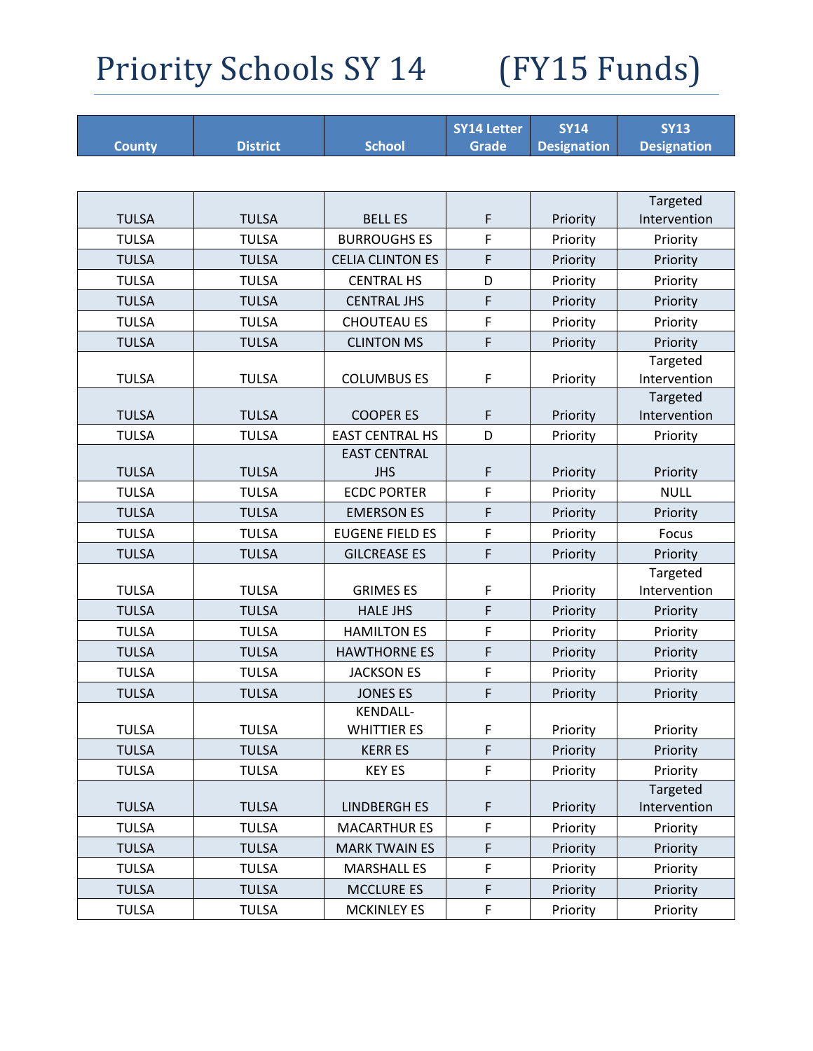# Priority Schools SY 14 (FY15 Funds)

| County | District | School | SY14 Letter Grade | SY14 Designation | SY13 Designation |
|---|---|---|---|---|---|
| TULSA | TULSA | BELL ES | F | Priority | Targeted Intervention |
| TULSA | TULSA | BURROUGHS ES | F | Priority | Priority |
| TULSA | TULSA | CELIA CLINTON ES | F | Priority | Priority |
| TULSA | TULSA | CENTRAL HS | D | Priority | Priority |
| TULSA | TULSA | CENTRAL JHS | F | Priority | Priority |
| TULSA | TULSA | CHOUTEAU ES | F | Priority | Priority |
| TULSA | TULSA | CLINTON MS | F | Priority | Priority |
| TULSA | TULSA | COLUMBUS ES | F | Priority | Targeted Intervention |
| TULSA | TULSA | COOPER ES | F | Priority | Targeted Intervention |
| TULSA | TULSA | EAST CENTRAL HS | D | Priority | Priority |
| TULSA | TULSA | EAST CENTRAL JHS | F | Priority | Priority |
| TULSA | TULSA | ECDC PORTER | F | Priority | NULL |
| TULSA | TULSA | EMERSON ES | F | Priority | Priority |
| TULSA | TULSA | EUGENE FIELD ES | F | Priority | Focus |
| TULSA | TULSA | GILCREASE ES | F | Priority | Priority |
| TULSA | TULSA | GRIMES ES | F | Priority | Targeted Intervention |
| TULSA | TULSA | HALE JHS | F | Priority | Priority |
| TULSA | TULSA | HAMILTON ES | F | Priority | Priority |
| TULSA | TULSA | HAWTHORNE ES | F | Priority | Priority |
| TULSA | TULSA | JACKSON ES | F | Priority | Priority |
| TULSA | TULSA | JONES ES | F | Priority | Priority |
| TULSA | TULSA | KENDALL-WHITTIER ES | F | Priority | Priority |
| TULSA | TULSA | KERR ES | F | Priority | Priority |
| TULSA | TULSA | KEY ES | F | Priority | Priority |
| TULSA | TULSA | LINDBERGH ES | F | Priority | Targeted Intervention |
| TULSA | TULSA | MACARTHUR ES | F | Priority | Priority |
| TULSA | TULSA | MARK TWAIN ES | F | Priority | Priority |
| TULSA | TULSA | MARSHALL ES | F | Priority | Priority |
| TULSA | TULSA | MCCLURE ES | F | Priority | Priority |
| TULSA | TULSA | MCKINLEY ES | F | Priority | Priority |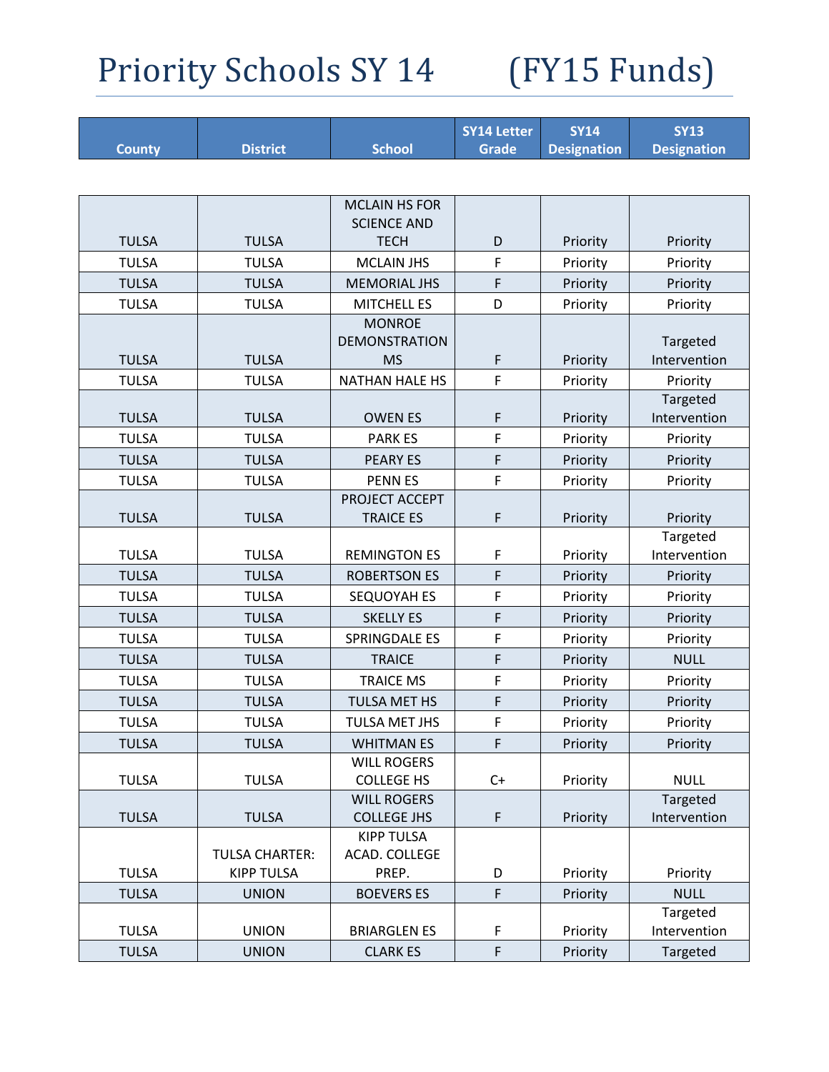# Priority Schools SY 14 (FY15 Funds)

| County | District | School | SY14 Letter Grade | SY14 Designation | SY13 Designation |
|---|---|---|---|---|---|
| TULSA | TULSA | MCLAIN HS FOR SCIENCE AND TECH | D | Priority | Priority |
| TULSA | TULSA | MCLAIN JHS | F | Priority | Priority |
| TULSA | TULSA | MEMORIAL JHS | F | Priority | Priority |
| TULSA | TULSA | MITCHELL ES | D | Priority | Priority |
| TULSA | TULSA | MONROE DEMONSTRATION MS | F | Priority | Targeted Intervention |
| TULSA | TULSA | NATHAN HALE HS | F | Priority | Priority |
| TULSA | TULSA | OWEN ES | F | Priority | Targeted Intervention |
| TULSA | TULSA | PARK ES | F | Priority | Priority |
| TULSA | TULSA | PEARY ES | F | Priority | Priority |
| TULSA | TULSA | PENN ES | F | Priority | Priority |
| TULSA | TULSA | PROJECT ACCEPT TRAICE ES | F | Priority | Priority |
| TULSA | TULSA | REMINGTON ES | F | Priority | Targeted Intervention |
| TULSA | TULSA | ROBERTSON ES | F | Priority | Priority |
| TULSA | TULSA | SEQUOYAH ES | F | Priority | Priority |
| TULSA | TULSA | SKELLY ES | F | Priority | Priority |
| TULSA | TULSA | SPRINGDALE ES | F | Priority | Priority |
| TULSA | TULSA | TRAICE | F | Priority | NULL |
| TULSA | TULSA | TRAICE MS | F | Priority | Priority |
| TULSA | TULSA | TULSA MET HS | F | Priority | Priority |
| TULSA | TULSA | TULSA MET JHS | F | Priority | Priority |
| TULSA | TULSA | WHITMAN ES | F | Priority | Priority |
| TULSA | TULSA | WILL ROGERS COLLEGE HS | C+ | Priority | NULL |
| TULSA | TULSA | WILL ROGERS COLLEGE JHS | F | Priority | Targeted Intervention |
| TULSA | TULSA CHARTER: KIPP TULSA | KIPP TULSA ACAD. COLLEGE PREP. | D | Priority | Priority |
| TULSA | UNION | BOEVERS ES | F | Priority | NULL |
| TULSA | UNION | BRIARGLEN ES | F | Priority | Targeted Intervention |
| TULSA | UNION | CLARK ES | F | Priority | Targeted |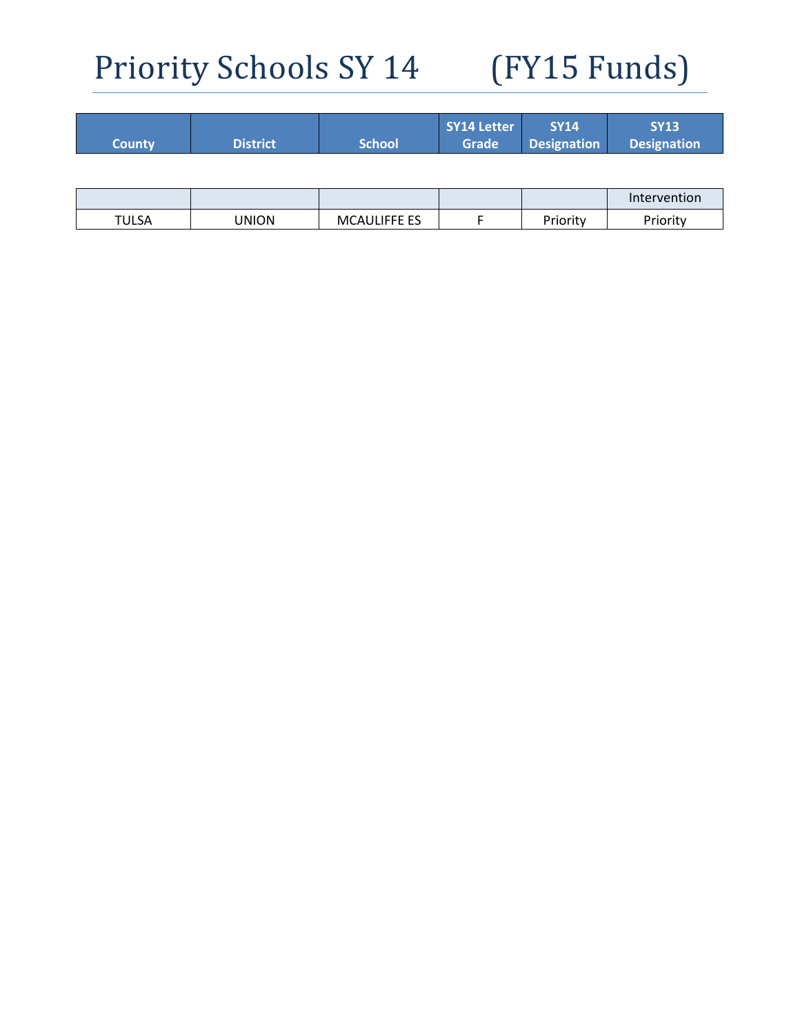# Priority Schools SY 14 (FY15 Funds)

| County | District | School | SY14 Letter Grade | SY14 Designation | SY13 Designation |
| --- | --- | --- | --- | --- | --- |
| | | | | | Intervention |
| TULSA | UNION | MCAULIFFE ES | F | Priority | Priority |